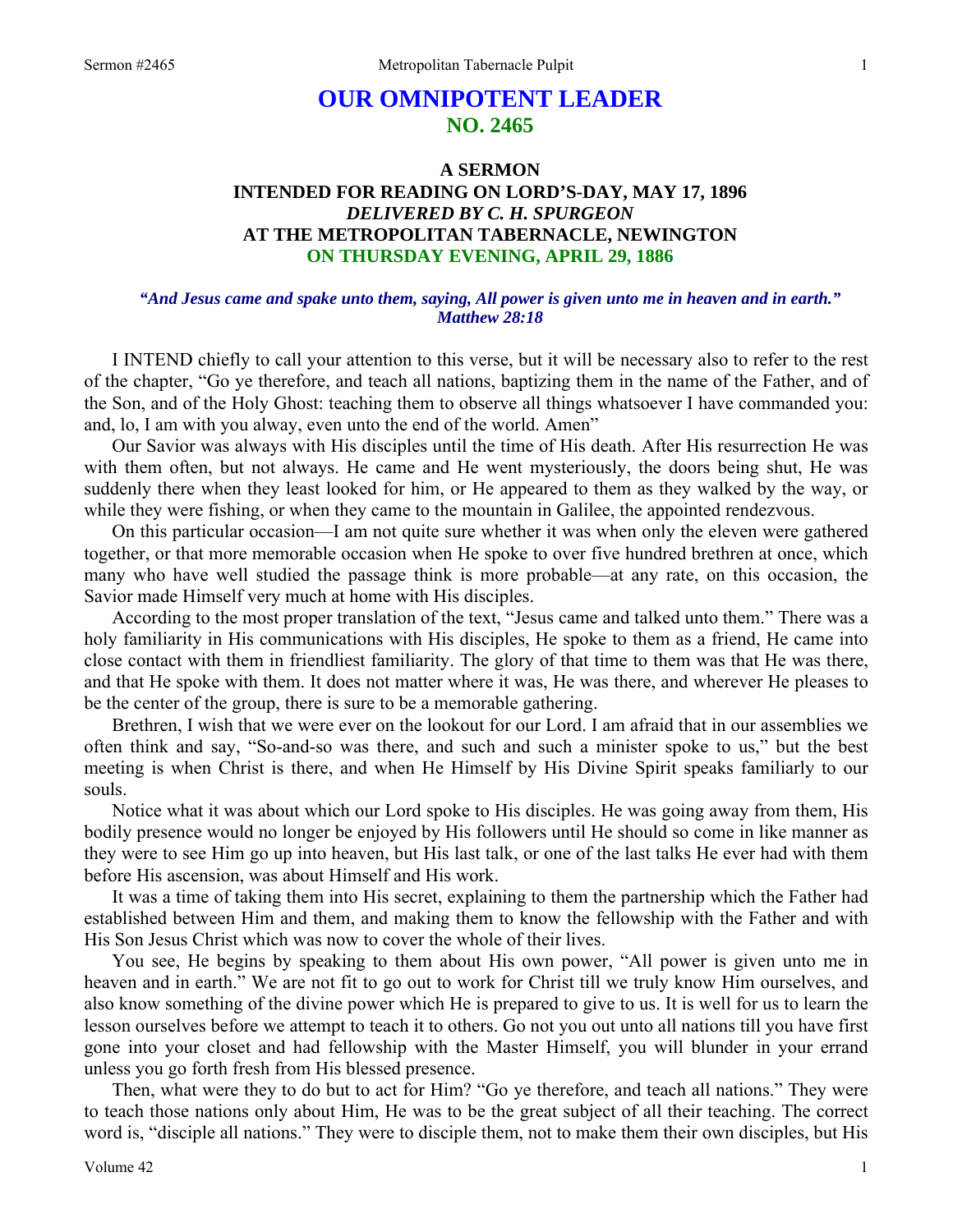# OUR OMNIPOTENT LEADER
## NO. 2465

### A SERMON
### INTENDED FOR READING ON LORD'S-DAY, MAY 17, 1896
### *DELIVERED BY C. H. SPURGEON*
### AT THE METROPOLITAN TABERNACLE, NEWINGTON
### ON THURSDAY EVENING, APRIL 29, 1886

*"And Jesus came and spake unto them, saying, All power is given unto me in heaven and in earth." Matthew 28:18*

I INTEND chiefly to call your attention to this verse, but it will be necessary also to refer to the rest of the chapter, "Go ye therefore, and teach all nations, baptizing them in the name of the Father, and of the Son, and of the Holy Ghost: teaching them to observe all things whatsoever I have commanded you: and, lo, I am with you alway, even unto the end of the world. Amen"

Our Savior was always with His disciples until the time of His death. After His resurrection He was with them often, but not always. He came and He went mysteriously, the doors being shut, He was suddenly there when they least looked for him, or He appeared to them as they walked by the way, or while they were fishing, or when they came to the mountain in Galilee, the appointed rendezvous.

On this particular occasion—I am not quite sure whether it was when only the eleven were gathered together, or that more memorable occasion when He spoke to over five hundred brethren at once, which many who have well studied the passage think is more probable—at any rate, on this occasion, the Savior made Himself very much at home with His disciples.

According to the most proper translation of the text, "Jesus came and talked unto them." There was a holy familiarity in His communications with His disciples, He spoke to them as a friend, He came into close contact with them in friendliest familiarity. The glory of that time to them was that He was there, and that He spoke with them. It does not matter where it was, He was there, and wherever He pleases to be the center of the group, there is sure to be a memorable gathering.

Brethren, I wish that we were ever on the lookout for our Lord. I am afraid that in our assemblies we often think and say, "So-and-so was there, and such and such a minister spoke to us," but the best meeting is when Christ is there, and when He Himself by His Divine Spirit speaks familiarly to our souls.

Notice what it was about which our Lord spoke to His disciples. He was going away from them, His bodily presence would no longer be enjoyed by His followers until He should so come in like manner as they were to see Him go up into heaven, but His last talk, or one of the last talks He ever had with them before His ascension, was about Himself and His work.

It was a time of taking them into His secret, explaining to them the partnership which the Father had established between Him and them, and making them to know the fellowship with the Father and with His Son Jesus Christ which was now to cover the whole of their lives.

You see, He begins by speaking to them about His own power, "All power is given unto me in heaven and in earth." We are not fit to go out to work for Christ till we truly know Him ourselves, and also know something of the divine power which He is prepared to give to us. It is well for us to learn the lesson ourselves before we attempt to teach it to others. Go not you out unto all nations till you have first gone into your closet and had fellowship with the Master Himself, you will blunder in your errand unless you go forth fresh from His blessed presence.

Then, what were they to do but to act for Him? "Go ye therefore, and teach all nations." They were to teach those nations only about Him, He was to be the great subject of all their teaching. The correct word is, "disciple all nations." They were to disciple them, not to make them their own disciples, but His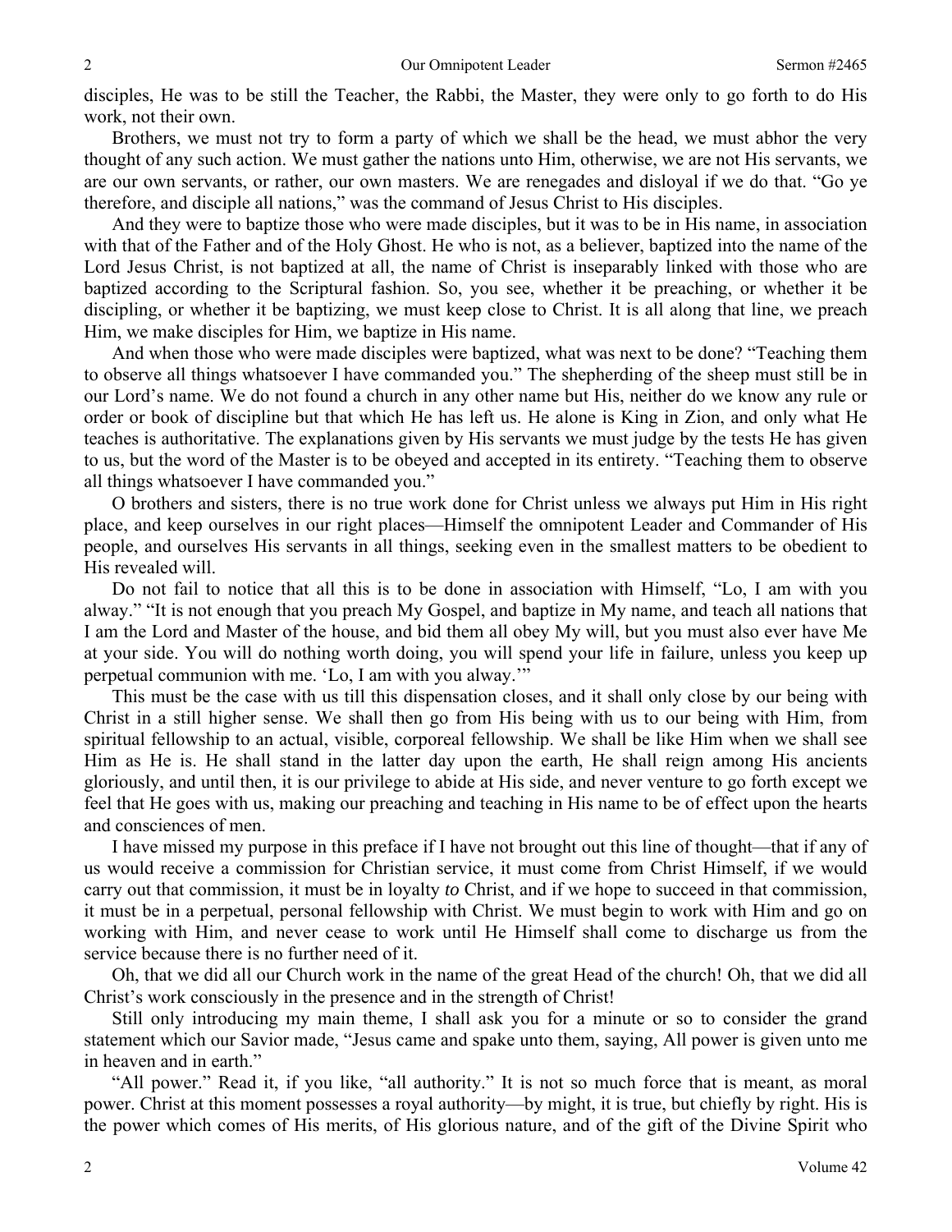disciples, He was to be still the Teacher, the Rabbi, the Master, they were only to go forth to do His work, not their own.

Brothers, we must not try to form a party of which we shall be the head, we must abhor the very thought of any such action. We must gather the nations unto Him, otherwise, we are not His servants, we are our own servants, or rather, our own masters. We are renegades and disloyal if we do that. "Go ye therefore, and disciple all nations," was the command of Jesus Christ to His disciples.

And they were to baptize those who were made disciples, but it was to be in His name, in association with that of the Father and of the Holy Ghost. He who is not, as a believer, baptized into the name of the Lord Jesus Christ, is not baptized at all, the name of Christ is inseparably linked with those who are baptized according to the Scriptural fashion. So, you see, whether it be preaching, or whether it be discipling, or whether it be baptizing, we must keep close to Christ. It is all along that line, we preach Him, we make disciples for Him, we baptize in His name.

And when those who were made disciples were baptized, what was next to be done? "Teaching them to observe all things whatsoever I have commanded you." The shepherding of the sheep must still be in our Lord's name. We do not found a church in any other name but His, neither do we know any rule or order or book of discipline but that which He has left us. He alone is King in Zion, and only what He teaches is authoritative. The explanations given by His servants we must judge by the tests He has given to us, but the word of the Master is to be obeyed and accepted in its entirety. "Teaching them to observe all things whatsoever I have commanded you."

O brothers and sisters, there is no true work done for Christ unless we always put Him in His right place, and keep ourselves in our right places—Himself the omnipotent Leader and Commander of His people, and ourselves His servants in all things, seeking even in the smallest matters to be obedient to His revealed will.

Do not fail to notice that all this is to be done in association with Himself, "Lo, I am with you alway." "It is not enough that you preach My Gospel, and baptize in My name, and teach all nations that I am the Lord and Master of the house, and bid them all obey My will, but you must also ever have Me at your side. You will do nothing worth doing, you will spend your life in failure, unless you keep up perpetual communion with me. 'Lo, I am with you alway.'"

This must be the case with us till this dispensation closes, and it shall only close by our being with Christ in a still higher sense. We shall then go from His being with us to our being with Him, from spiritual fellowship to an actual, visible, corporeal fellowship. We shall be like Him when we shall see Him as He is. He shall stand in the latter day upon the earth, He shall reign among His ancients gloriously, and until then, it is our privilege to abide at His side, and never venture to go forth except we feel that He goes with us, making our preaching and teaching in His name to be of effect upon the hearts and consciences of men.

I have missed my purpose in this preface if I have not brought out this line of thought—that if any of us would receive a commission for Christian service, it must come from Christ Himself, if we would carry out that commission, it must be in loyalty *to* Christ, and if we hope to succeed in that commission, it must be in a perpetual, personal fellowship with Christ. We must begin to work with Him and go on working with Him, and never cease to work until He Himself shall come to discharge us from the service because there is no further need of it.

Oh, that we did all our Church work in the name of the great Head of the church! Oh, that we did all Christ's work consciously in the presence and in the strength of Christ!

Still only introducing my main theme, I shall ask you for a minute or so to consider the grand statement which our Savior made, "Jesus came and spake unto them, saying, All power is given unto me in heaven and in earth."

"All power." Read it, if you like, "all authority." It is not so much force that is meant, as moral power. Christ at this moment possesses a royal authority—by might, it is true, but chiefly by right. His is the power which comes of His merits, of His glorious nature, and of the gift of the Divine Spirit who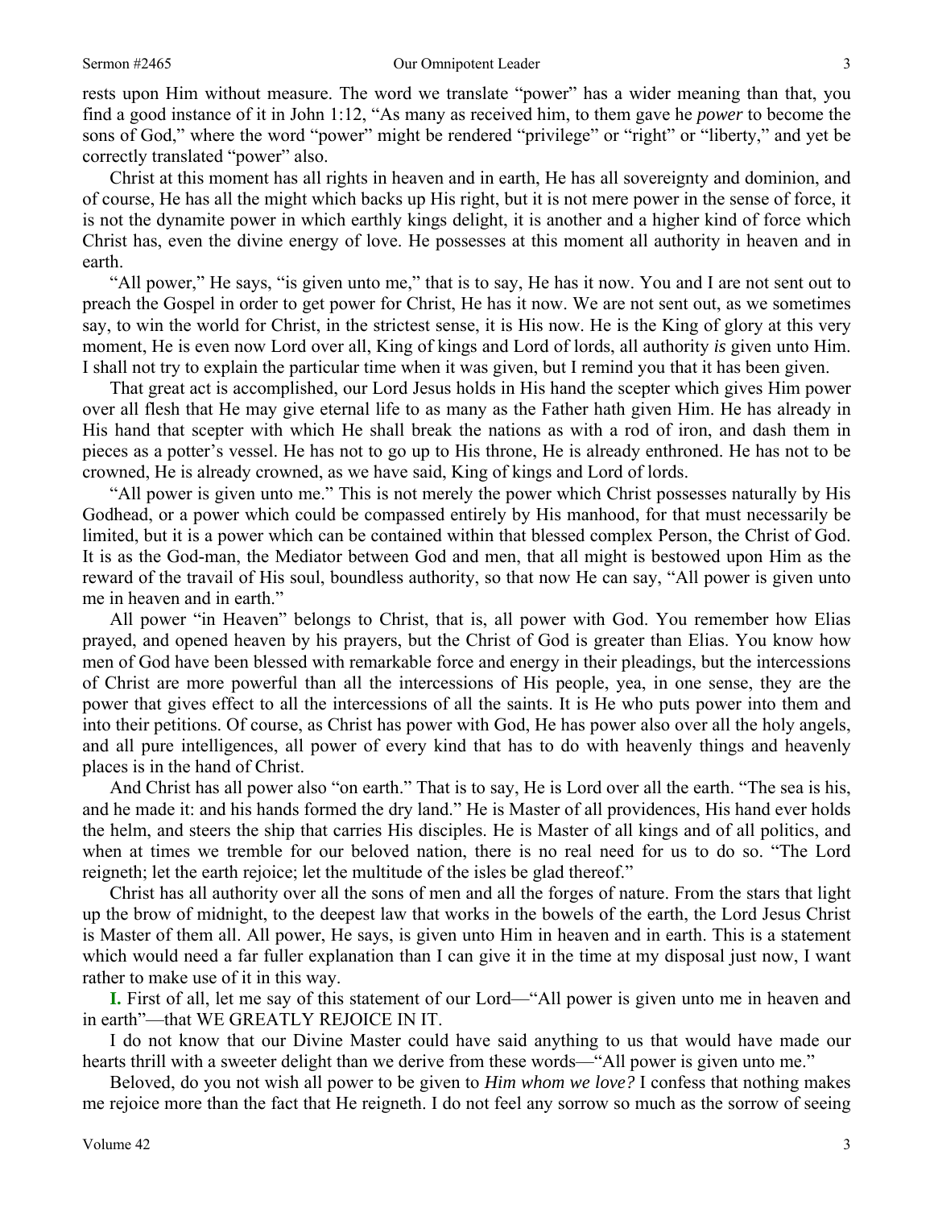rests upon Him without measure. The word we translate "power" has a wider meaning than that, you find a good instance of it in John 1:12, "As many as received him, to them gave he *power* to become the sons of God," where the word "power" might be rendered "privilege" or "right" or "liberty," and yet be correctly translated "power" also.

Christ at this moment has all rights in heaven and in earth, He has all sovereignty and dominion, and of course, He has all the might which backs up His right, but it is not mere power in the sense of force, it is not the dynamite power in which earthly kings delight, it is another and a higher kind of force which Christ has, even the divine energy of love. He possesses at this moment all authority in heaven and in earth.

"All power," He says, "is given unto me," that is to say, He has it now. You and I are not sent out to preach the Gospel in order to get power for Christ, He has it now. We are not sent out, as we sometimes say, to win the world for Christ, in the strictest sense, it is His now. He is the King of glory at this very moment, He is even now Lord over all, King of kings and Lord of lords, all authority *is* given unto Him. I shall not try to explain the particular time when it was given, but I remind you that it has been given.

That great act is accomplished, our Lord Jesus holds in His hand the scepter which gives Him power over all flesh that He may give eternal life to as many as the Father hath given Him. He has already in His hand that scepter with which He shall break the nations as with a rod of iron, and dash them in pieces as a potter's vessel. He has not to go up to His throne, He is already enthroned. He has not to be crowned, He is already crowned, as we have said, King of kings and Lord of lords.

"All power is given unto me." This is not merely the power which Christ possesses naturally by His Godhead, or a power which could be compassed entirely by His manhood, for that must necessarily be limited, but it is a power which can be contained within that blessed complex Person, the Christ of God. It is as the God-man, the Mediator between God and men, that all might is bestowed upon Him as the reward of the travail of His soul, boundless authority, so that now He can say, "All power is given unto me in heaven and in earth."

All power "in Heaven" belongs to Christ, that is, all power with God. You remember how Elias prayed, and opened heaven by his prayers, but the Christ of God is greater than Elias. You know how men of God have been blessed with remarkable force and energy in their pleadings, but the intercessions of Christ are more powerful than all the intercessions of His people, yea, in one sense, they are the power that gives effect to all the intercessions of all the saints. It is He who puts power into them and into their petitions. Of course, as Christ has power with God, He has power also over all the holy angels, and all pure intelligences, all power of every kind that has to do with heavenly things and heavenly places is in the hand of Christ.

And Christ has all power also "on earth." That is to say, He is Lord over all the earth. "The sea is his, and he made it: and his hands formed the dry land." He is Master of all providences, His hand ever holds the helm, and steers the ship that carries His disciples. He is Master of all kings and of all politics, and when at times we tremble for our beloved nation, there is no real need for us to do so. "The Lord reigneth; let the earth rejoice; let the multitude of the isles be glad thereof."

Christ has all authority over all the sons of men and all the forges of nature. From the stars that light up the brow of midnight, to the deepest law that works in the bowels of the earth, the Lord Jesus Christ is Master of them all. All power, He says, is given unto Him in heaven and in earth. This is a statement which would need a far fuller explanation than I can give it in the time at my disposal just now, I want rather to make use of it in this way.

**I.** First of all, let me say of this statement of our Lord—"All power is given unto me in heaven and in earth"—that WE GREATLY REJOICE IN IT.

I do not know that our Divine Master could have said anything to us that would have made our hearts thrill with a sweeter delight than we derive from these words—"All power is given unto me."

Beloved, do you not wish all power to be given to *Him whom we love?* I confess that nothing makes me rejoice more than the fact that He reigneth. I do not feel any sorrow so much as the sorrow of seeing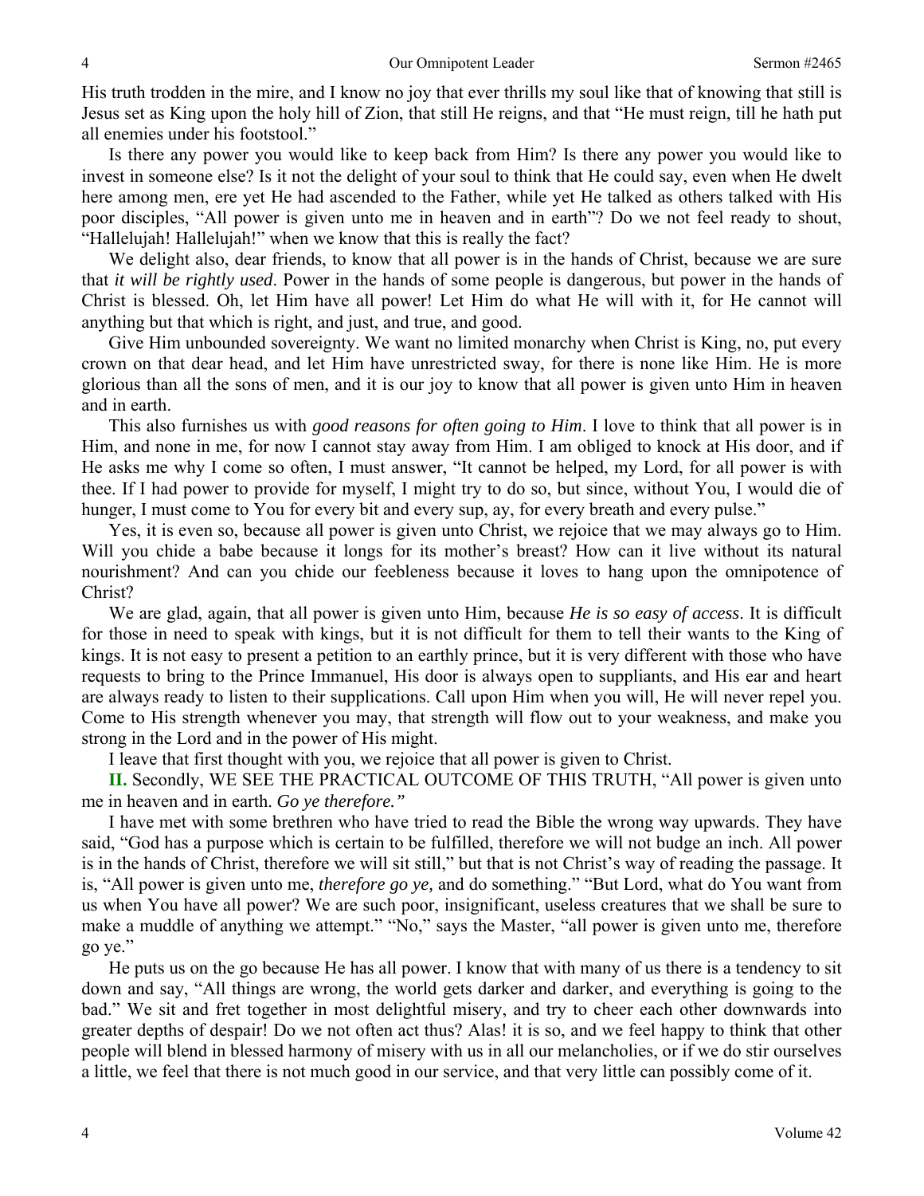His truth trodden in the mire, and I know no joy that ever thrills my soul like that of knowing that still is Jesus set as King upon the holy hill of Zion, that still He reigns, and that "He must reign, till he hath put all enemies under his footstool."

Is there any power you would like to keep back from Him? Is there any power you would like to invest in someone else? Is it not the delight of your soul to think that He could say, even when He dwelt here among men, ere yet He had ascended to the Father, while yet He talked as others talked with His poor disciples, "All power is given unto me in heaven and in earth"? Do we not feel ready to shout, "Hallelujah! Hallelujah!" when we know that this is really the fact?

We delight also, dear friends, to know that all power is in the hands of Christ, because we are sure that *it will be rightly used*. Power in the hands of some people is dangerous, but power in the hands of Christ is blessed. Oh, let Him have all power! Let Him do what He will with it, for He cannot will anything but that which is right, and just, and true, and good.

Give Him unbounded sovereignty. We want no limited monarchy when Christ is King, no, put every crown on that dear head, and let Him have unrestricted sway, for there is none like Him. He is more glorious than all the sons of men, and it is our joy to know that all power is given unto Him in heaven and in earth.

This also furnishes us with *good reasons for often going to Him*. I love to think that all power is in Him, and none in me, for now I cannot stay away from Him. I am obliged to knock at His door, and if He asks me why I come so often, I must answer, "It cannot be helped, my Lord, for all power is with thee. If I had power to provide for myself, I might try to do so, but since, without You, I would die of hunger, I must come to You for every bit and every sup, ay, for every breath and every pulse."

Yes, it is even so, because all power is given unto Christ, we rejoice that we may always go to Him. Will you chide a babe because it longs for its mother's breast? How can it live without its natural nourishment? And can you chide our feebleness because it loves to hang upon the omnipotence of Christ?

We are glad, again, that all power is given unto Him, because *He is so easy of access*. It is difficult for those in need to speak with kings, but it is not difficult for them to tell their wants to the King of kings. It is not easy to present a petition to an earthly prince, but it is very different with those who have requests to bring to the Prince Immanuel, His door is always open to suppliants, and His ear and heart are always ready to listen to their supplications. Call upon Him when you will, He will never repel you. Come to His strength whenever you may, that strength will flow out to your weakness, and make you strong in the Lord and in the power of His might.

I leave that first thought with you, we rejoice that all power is given to Christ.

**II.** Secondly, WE SEE THE PRACTICAL OUTCOME OF THIS TRUTH, "All power is given unto me in heaven and in earth. *Go ye therefore."*

I have met with some brethren who have tried to read the Bible the wrong way upwards. They have said, "God has a purpose which is certain to be fulfilled, therefore we will not budge an inch. All power is in the hands of Christ, therefore we will sit still," but that is not Christ's way of reading the passage. It is, "All power is given unto me, *therefore go ye,* and do something." "But Lord, what do You want from us when You have all power? We are such poor, insignificant, useless creatures that we shall be sure to make a muddle of anything we attempt." "No," says the Master, "all power is given unto me, therefore go ye."

He puts us on the go because He has all power. I know that with many of us there is a tendency to sit down and say, "All things are wrong, the world gets darker and darker, and everything is going to the bad." We sit and fret together in most delightful misery, and try to cheer each other downwards into greater depths of despair! Do we not often act thus? Alas! it is so, and we feel happy to think that other people will blend in blessed harmony of misery with us in all our melancholies, or if we do stir ourselves a little, we feel that there is not much good in our service, and that very little can possibly come of it.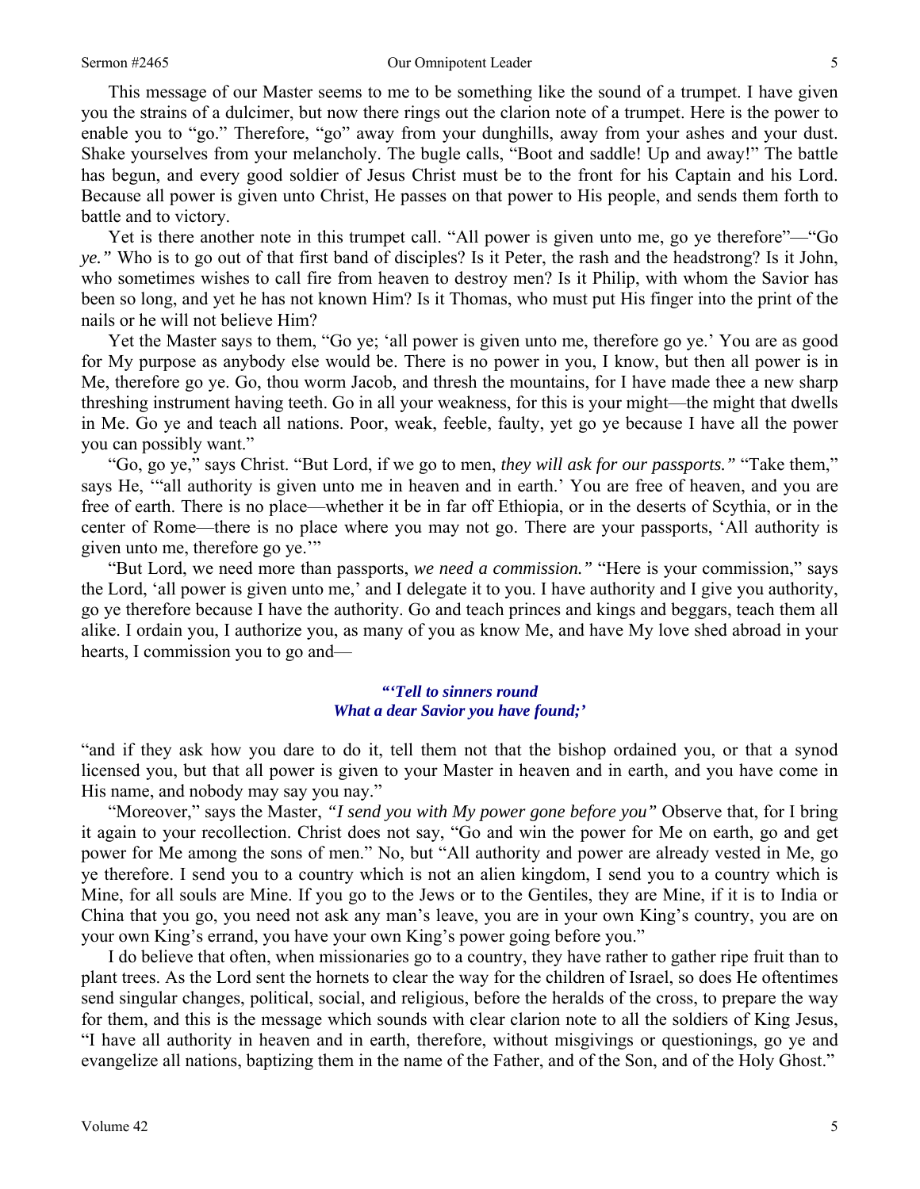This message of our Master seems to me to be something like the sound of a trumpet. I have given you the strains of a dulcimer, but now there rings out the clarion note of a trumpet. Here is the power to enable you to "go." Therefore, "go" away from your dunghills, away from your ashes and your dust. Shake yourselves from your melancholy. The bugle calls, "Boot and saddle! Up and away!" The battle has begun, and every good soldier of Jesus Christ must be to the front for his Captain and his Lord. Because all power is given unto Christ, He passes on that power to His people, and sends them forth to battle and to victory.

Yet is there another note in this trumpet call. "All power is given unto me, go ye therefore"—"Go *ye."* Who is to go out of that first band of disciples? Is it Peter, the rash and the headstrong? Is it John, who sometimes wishes to call fire from heaven to destroy men? Is it Philip, with whom the Savior has been so long, and yet he has not known Him? Is it Thomas, who must put His finger into the print of the nails or he will not believe Him?

Yet the Master says to them, "Go ye; 'all power is given unto me, therefore go ye.' You are as good for My purpose as anybody else would be. There is no power in you, I know, but then all power is in Me, therefore go ye. Go, thou worm Jacob, and thresh the mountains, for I have made thee a new sharp threshing instrument having teeth. Go in all your weakness, for this is your might—the might that dwells in Me. Go ye and teach all nations. Poor, weak, feeble, faulty, yet go ye because I have all the power you can possibly want."

"Go, go ye," says Christ. "But Lord, if we go to men, *they will ask for our passports."* "Take them," says He, '"all authority is given unto me in heaven and in earth.' You are free of heaven, and you are free of earth. There is no place—whether it be in far off Ethiopia, or in the deserts of Scythia, or in the center of Rome—there is no place where you may not go. There are your passports, 'All authority is given unto me, therefore go ye.'"

"But Lord, we need more than passports, *we need a commission."* "Here is your commission," says the Lord, 'all power is given unto me,' and I delegate it to you. I have authority and I give you authority, go ye therefore because I have the authority. Go and teach princes and kings and beggars, teach them all alike. I ordain you, I authorize you, as many of you as know Me, and have My love shed abroad in your hearts, I commission you to go and—

***"'Tell to sinners round***
***What a dear Savior you have found;'***

"and if they ask how you dare to do it, tell them not that the bishop ordained you, or that a synod licensed you, but that all power is given to your Master in heaven and in earth, and you have come in His name, and nobody may say you nay."

"Moreover," says the Master, *"I send you with My power gone before you"* Observe that, for I bring it again to your recollection. Christ does not say, "Go and win the power for Me on earth, go and get power for Me among the sons of men." No, but "All authority and power are already vested in Me, go ye therefore. I send you to a country which is not an alien kingdom, I send you to a country which is Mine, for all souls are Mine. If you go to the Jews or to the Gentiles, they are Mine, if it is to India or China that you go, you need not ask any man's leave, you are in your own King's country, you are on your own King's errand, you have your own King's power going before you."

I do believe that often, when missionaries go to a country, they have rather to gather ripe fruit than to plant trees. As the Lord sent the hornets to clear the way for the children of Israel, so does He oftentimes send singular changes, political, social, and religious, before the heralds of the cross, to prepare the way for them, and this is the message which sounds with clear clarion note to all the soldiers of King Jesus, "I have all authority in heaven and in earth, therefore, without misgivings or questionings, go ye and evangelize all nations, baptizing them in the name of the Father, and of the Son, and of the Holy Ghost."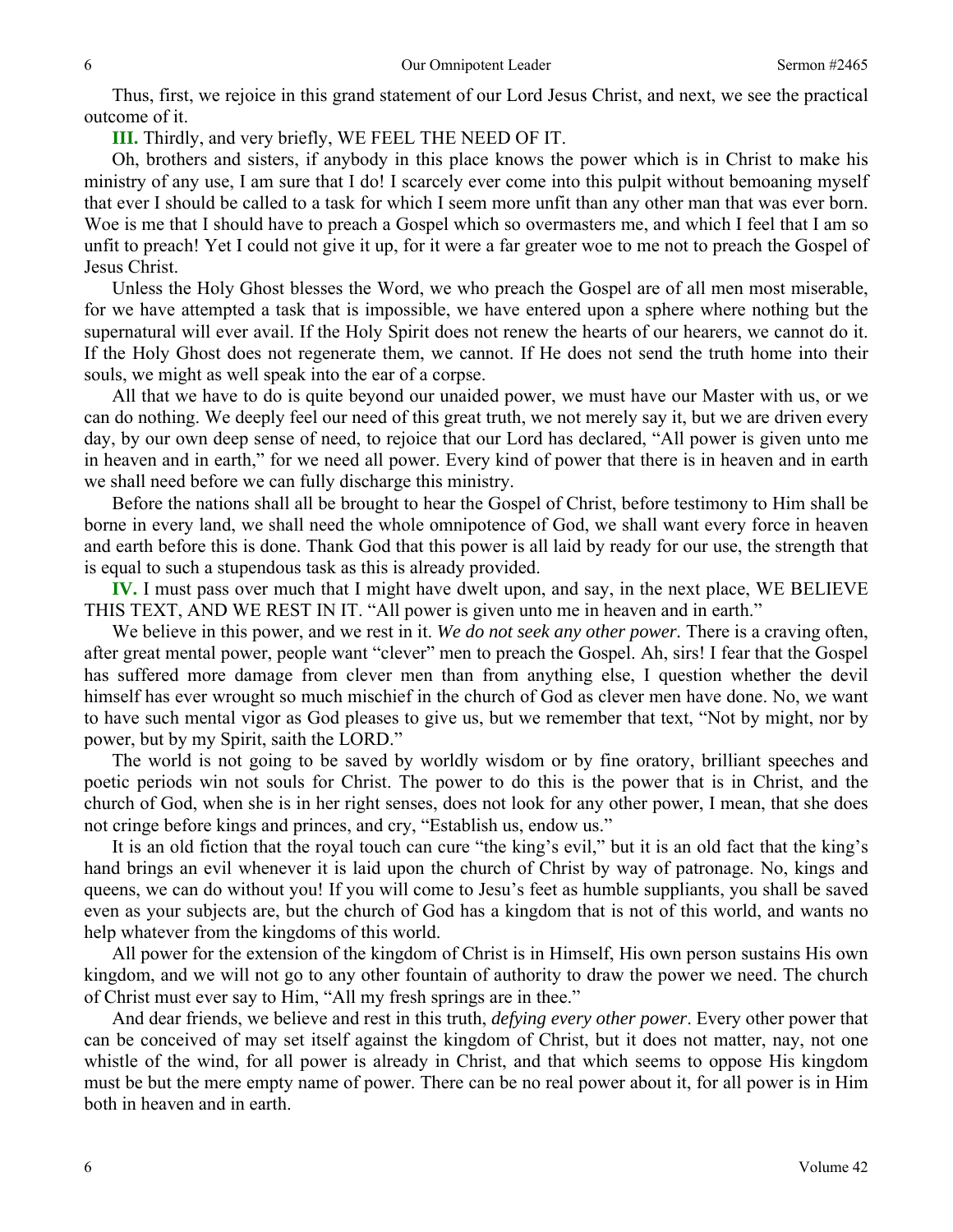Thus, first, we rejoice in this grand statement of our Lord Jesus Christ, and next, we see the practical outcome of it.

**III.** Thirdly, and very briefly, WE FEEL THE NEED OF IT.

Oh, brothers and sisters, if anybody in this place knows the power which is in Christ to make his ministry of any use, I am sure that I do! I scarcely ever come into this pulpit without bemoaning myself that ever I should be called to a task for which I seem more unfit than any other man that was ever born. Woe is me that I should have to preach a Gospel which so overmasters me, and which I feel that I am so unfit to preach! Yet I could not give it up, for it were a far greater woe to me not to preach the Gospel of Jesus Christ.

Unless the Holy Ghost blesses the Word, we who preach the Gospel are of all men most miserable, for we have attempted a task that is impossible, we have entered upon a sphere where nothing but the supernatural will ever avail. If the Holy Spirit does not renew the hearts of our hearers, we cannot do it. If the Holy Ghost does not regenerate them, we cannot. If He does not send the truth home into their souls, we might as well speak into the ear of a corpse.

All that we have to do is quite beyond our unaided power, we must have our Master with us, or we can do nothing. We deeply feel our need of this great truth, we not merely say it, but we are driven every day, by our own deep sense of need, to rejoice that our Lord has declared, "All power is given unto me in heaven and in earth," for we need all power. Every kind of power that there is in heaven and in earth we shall need before we can fully discharge this ministry.

Before the nations shall all be brought to hear the Gospel of Christ, before testimony to Him shall be borne in every land, we shall need the whole omnipotence of God, we shall want every force in heaven and earth before this is done. Thank God that this power is all laid by ready for our use, the strength that is equal to such a stupendous task as this is already provided.

**IV.** I must pass over much that I might have dwelt upon, and say, in the next place, WE BELIEVE THIS TEXT, AND WE REST IN IT. "All power is given unto me in heaven and in earth."

We believe in this power, and we rest in it. *We do not seek any other power.* There is a craving often, after great mental power, people want "clever" men to preach the Gospel. Ah, sirs! I fear that the Gospel has suffered more damage from clever men than from anything else, I question whether the devil himself has ever wrought so much mischief in the church of God as clever men have done. No, we want to have such mental vigor as God pleases to give us, but we remember that text, "Not by might, nor by power, but by my Spirit, saith the LORD."

The world is not going to be saved by worldly wisdom or by fine oratory, brilliant speeches and poetic periods win not souls for Christ. The power to do this is the power that is in Christ, and the church of God, when she is in her right senses, does not look for any other power, I mean, that she does not cringe before kings and princes, and cry, "Establish us, endow us."

It is an old fiction that the royal touch can cure "the king's evil," but it is an old fact that the king's hand brings an evil whenever it is laid upon the church of Christ by way of patronage. No, kings and queens, we can do without you! If you will come to Jesu's feet as humble suppliants, you shall be saved even as your subjects are, but the church of God has a kingdom that is not of this world, and wants no help whatever from the kingdoms of this world.

All power for the extension of the kingdom of Christ is in Himself, His own person sustains His own kingdom, and we will not go to any other fountain of authority to draw the power we need. The church of Christ must ever say to Him, "All my fresh springs are in thee."

And dear friends, we believe and rest in this truth, *defying every other power*. Every other power that can be conceived of may set itself against the kingdom of Christ, but it does not matter, nay, not one whistle of the wind, for all power is already in Christ, and that which seems to oppose His kingdom must be but the mere empty name of power. There can be no real power about it, for all power is in Him both in heaven and in earth.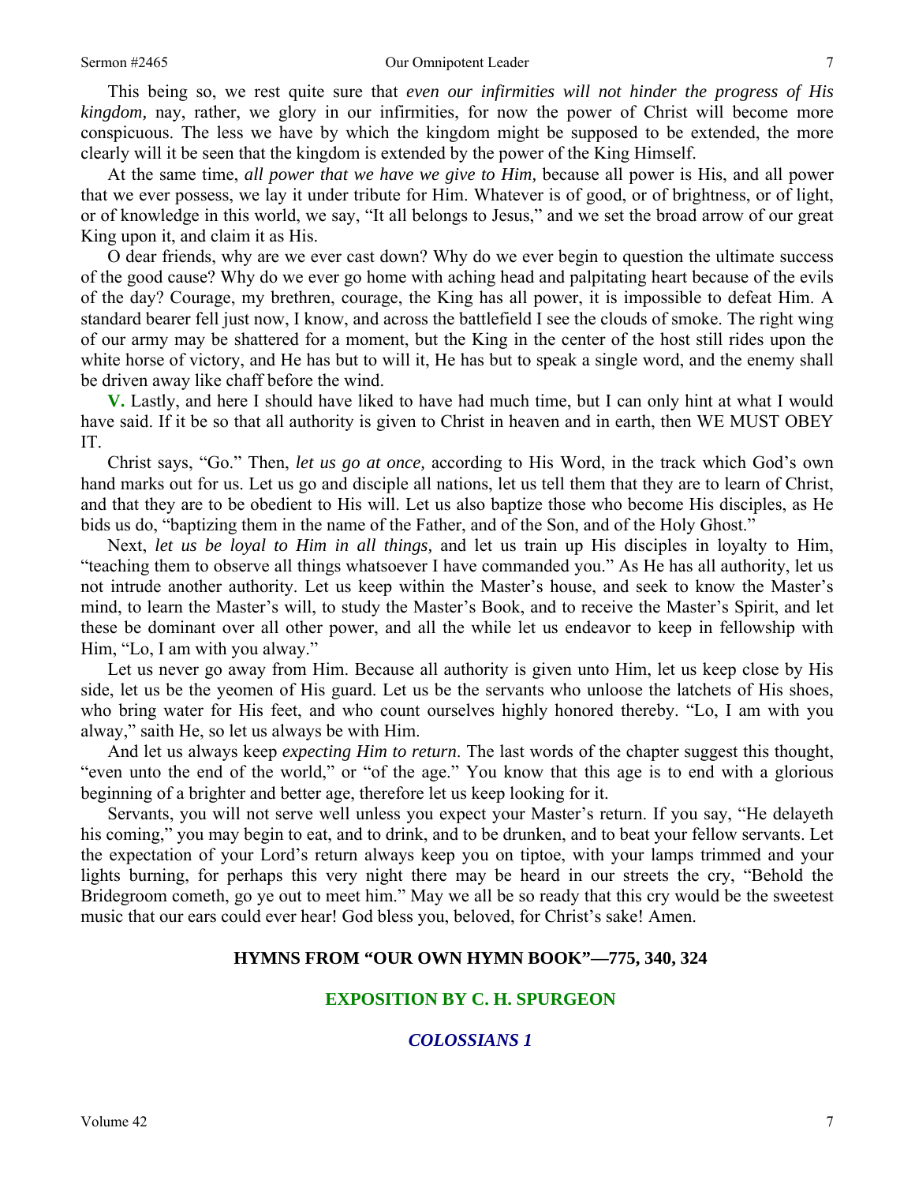This being so, we rest quite sure that *even our infirmities will not hinder the progress of His kingdom,* nay, rather, we glory in our infirmities, for now the power of Christ will become more conspicuous. The less we have by which the kingdom might be supposed to be extended, the more clearly will it be seen that the kingdom is extended by the power of the King Himself.

At the same time, *all power that we have we give to Him,* because all power is His, and all power that we ever possess, we lay it under tribute for Him. Whatever is of good, or of brightness, or of light, or of knowledge in this world, we say, "It all belongs to Jesus," and we set the broad arrow of our great King upon it, and claim it as His.

O dear friends, why are we ever cast down? Why do we ever begin to question the ultimate success of the good cause? Why do we ever go home with aching head and palpitating heart because of the evils of the day? Courage, my brethren, courage, the King has all power, it is impossible to defeat Him. A standard bearer fell just now, I know, and across the battlefield I see the clouds of smoke. The right wing of our army may be shattered for a moment, but the King in the center of the host still rides upon the white horse of victory, and He has but to will it, He has but to speak a single word, and the enemy shall be driven away like chaff before the wind.

**V.** Lastly, and here I should have liked to have had much time, but I can only hint at what I would have said. If it be so that all authority is given to Christ in heaven and in earth, then WE MUST OBEY IT.

Christ says, "Go." Then, *let us go at once,* according to His Word, in the track which God's own hand marks out for us. Let us go and disciple all nations, let us tell them that they are to learn of Christ, and that they are to be obedient to His will. Let us also baptize those who become His disciples, as He bids us do, "baptizing them in the name of the Father, and of the Son, and of the Holy Ghost."

Next, *let us be loyal to Him in all things,* and let us train up His disciples in loyalty to Him, "teaching them to observe all things whatsoever I have commanded you." As He has all authority, let us not intrude another authority. Let us keep within the Master's house, and seek to know the Master's mind, to learn the Master's will, to study the Master's Book, and to receive the Master's Spirit, and let these be dominant over all other power, and all the while let us endeavor to keep in fellowship with Him, "Lo, I am with you alway."

Let us never go away from Him. Because all authority is given unto Him, let us keep close by His side, let us be the yeomen of His guard. Let us be the servants who unloose the latchets of His shoes, who bring water for His feet, and who count ourselves highly honored thereby. "Lo, I am with you alway," saith He, so let us always be with Him.

And let us always keep *expecting Him to return*. The last words of the chapter suggest this thought, "even unto the end of the world," or "of the age." You know that this age is to end with a glorious beginning of a brighter and better age, therefore let us keep looking for it.

Servants, you will not serve well unless you expect your Master's return. If you say, "He delayeth his coming," you may begin to eat, and to drink, and to be drunken, and to beat your fellow servants. Let the expectation of your Lord's return always keep you on tiptoe, with your lamps trimmed and your lights burning, for perhaps this very night there may be heard in our streets the cry, "Behold the Bridegroom cometh, go ye out to meet him." May we all be so ready that this cry would be the sweetest music that our ears could ever hear! God bless you, beloved, for Christ's sake! Amen.

## HYMNS FROM "OUR OWN HYMN BOOK"—775, 340, 324

## EXPOSITION BY C. H. SPURGEON

### *COLOSSIANS 1*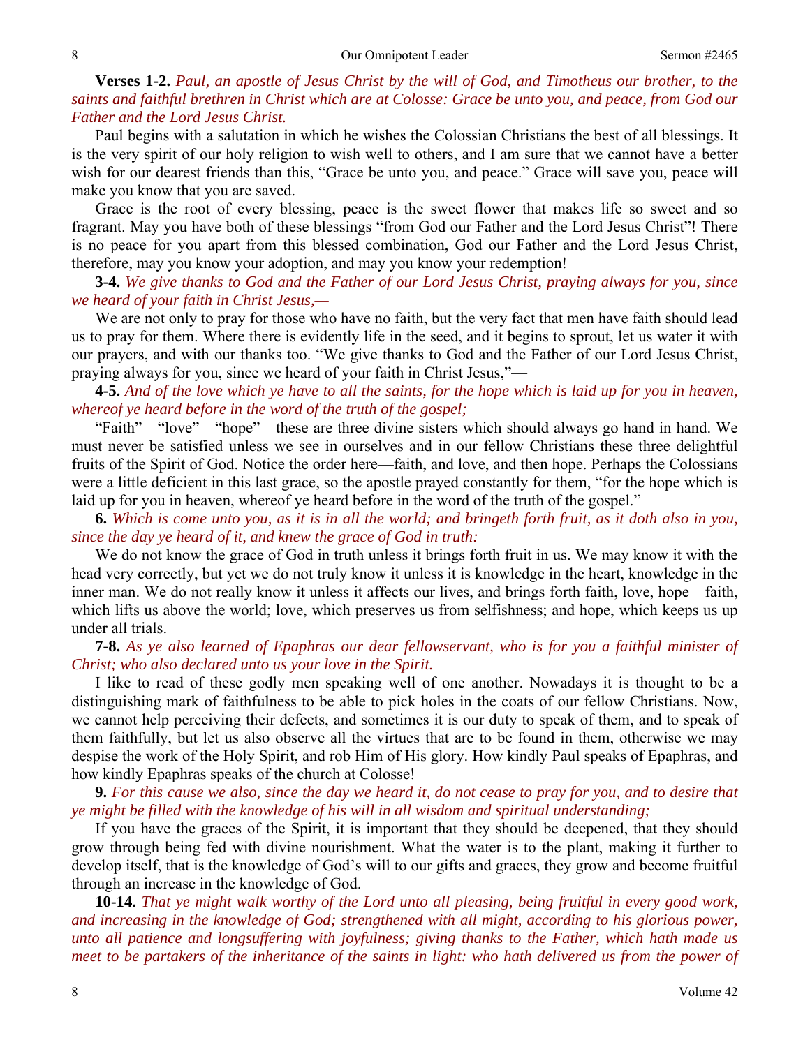**Verses 1-2.** *Paul, an apostle of Jesus Christ by the will of God, and Timotheus our brother, to the saints and faithful brethren in Christ which are at Colosse: Grace be unto you, and peace, from God our Father and the Lord Jesus Christ.*

Paul begins with a salutation in which he wishes the Colossian Christians the best of all blessings. It is the very spirit of our holy religion to wish well to others, and I am sure that we cannot have a better wish for our dearest friends than this, "Grace be unto you, and peace." Grace will save you, peace will make you know that you are saved.

Grace is the root of every blessing, peace is the sweet flower that makes life so sweet and so fragrant. May you have both of these blessings "from God our Father and the Lord Jesus Christ"! There is no peace for you apart from this blessed combination, God our Father and the Lord Jesus Christ, therefore, may you know your adoption, and may you know your redemption!

**3-4.** *We give thanks to God and the Father of our Lord Jesus Christ, praying always for you, since we heard of your faith in Christ Jesus,—*

We are not only to pray for those who have no faith, but the very fact that men have faith should lead us to pray for them. Where there is evidently life in the seed, and it begins to sprout, let us water it with our prayers, and with our thanks too. "We give thanks to God and the Father of our Lord Jesus Christ, praying always for you, since we heard of your faith in Christ Jesus,"—

**4-5.** *And of the love which ye have to all the saints, for the hope which is laid up for you in heaven, whereof ye heard before in the word of the truth of the gospel;*

"Faith"—"love"—"hope"—these are three divine sisters which should always go hand in hand. We must never be satisfied unless we see in ourselves and in our fellow Christians these three delightful fruits of the Spirit of God. Notice the order here—faith, and love, and then hope. Perhaps the Colossians were a little deficient in this last grace, so the apostle prayed constantly for them, "for the hope which is laid up for you in heaven, whereof ye heard before in the word of the truth of the gospel."

**6.** *Which is come unto you, as it is in all the world; and bringeth forth fruit, as it doth also in you, since the day ye heard of it, and knew the grace of God in truth:*

We do not know the grace of God in truth unless it brings forth fruit in us. We may know it with the head very correctly, but yet we do not truly know it unless it is knowledge in the heart, knowledge in the inner man. We do not really know it unless it affects our lives, and brings forth faith, love, hope—faith, which lifts us above the world; love, which preserves us from selfishness; and hope, which keeps us up under all trials.

**7-8.** *As ye also learned of Epaphras our dear fellowservant, who is for you a faithful minister of Christ; who also declared unto us your love in the Spirit.*

I like to read of these godly men speaking well of one another. Nowadays it is thought to be a distinguishing mark of faithfulness to be able to pick holes in the coats of our fellow Christians. Now, we cannot help perceiving their defects, and sometimes it is our duty to speak of them, and to speak of them faithfully, but let us also observe all the virtues that are to be found in them, otherwise we may despise the work of the Holy Spirit, and rob Him of His glory. How kindly Paul speaks of Epaphras, and how kindly Epaphras speaks of the church at Colosse!

**9.** *For this cause we also, since the day we heard it, do not cease to pray for you, and to desire that ye might be filled with the knowledge of his will in all wisdom and spiritual understanding;*

If you have the graces of the Spirit, it is important that they should be deepened, that they should grow through being fed with divine nourishment. What the water is to the plant, making it further to develop itself, that is the knowledge of God's will to our gifts and graces, they grow and become fruitful through an increase in the knowledge of God.

**10-14.** *That ye might walk worthy of the Lord unto all pleasing, being fruitful in every good work, and increasing in the knowledge of God; strengthened with all might, according to his glorious power, unto all patience and longsuffering with joyfulness; giving thanks to the Father, which hath made us meet to be partakers of the inheritance of the saints in light: who hath delivered us from the power of*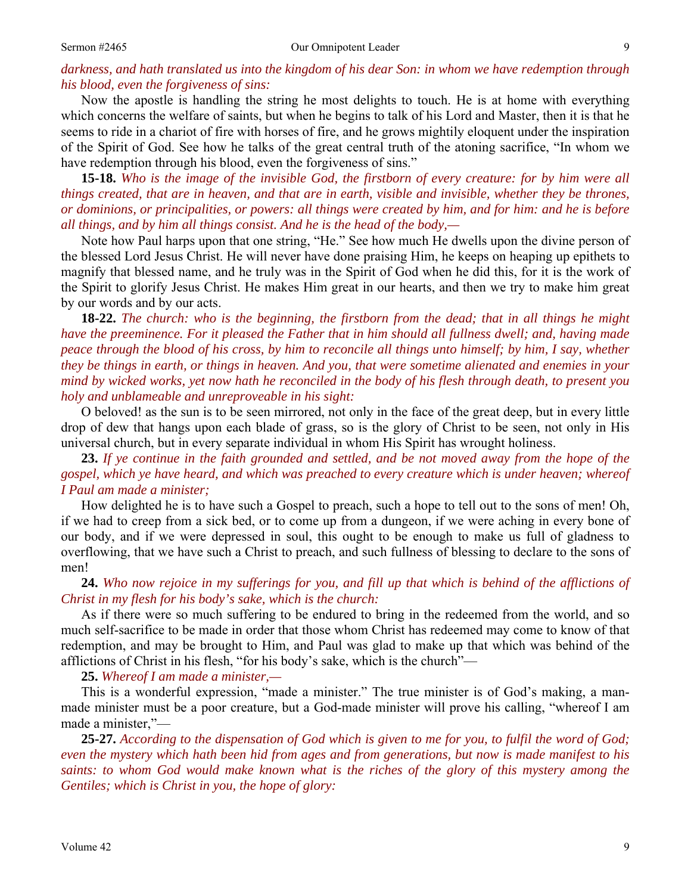*darkness, and hath translated us into the kingdom of his dear Son: in whom we have redemption through his blood, even the forgiveness of sins:*

Now the apostle is handling the string he most delights to touch. He is at home with everything which concerns the welfare of saints, but when he begins to talk of his Lord and Master, then it is that he seems to ride in a chariot of fire with horses of fire, and he grows mightily eloquent under the inspiration of the Spirit of God. See how he talks of the great central truth of the atoning sacrifice, "In whom we have redemption through his blood, even the forgiveness of sins."

**15-18.** *Who is the image of the invisible God, the firstborn of every creature: for by him were all things created, that are in heaven, and that are in earth, visible and invisible, whether they be thrones, or dominions, or principalities, or powers: all things were created by him, and for him: and he is before all things, and by him all things consist. And he is the head of the body,—*

Note how Paul harps upon that one string, "He." See how much He dwells upon the divine person of the blessed Lord Jesus Christ. He will never have done praising Him, he keeps on heaping up epithets to magnify that blessed name, and he truly was in the Spirit of God when he did this, for it is the work of the Spirit to glorify Jesus Christ. He makes Him great in our hearts, and then we try to make him great by our words and by our acts.

**18-22.** *The church: who is the beginning, the firstborn from the dead; that in all things he might have the preeminence. For it pleased the Father that in him should all fullness dwell; and, having made peace through the blood of his cross, by him to reconcile all things unto himself; by him, I say, whether they be things in earth, or things in heaven. And you, that were sometime alienated and enemies in your mind by wicked works, yet now hath he reconciled in the body of his flesh through death, to present you holy and unblameable and unreproveable in his sight:*

O beloved! as the sun is to be seen mirrored, not only in the face of the great deep, but in every little drop of dew that hangs upon each blade of grass, so is the glory of Christ to be seen, not only in His universal church, but in every separate individual in whom His Spirit has wrought holiness.

**23.** *If ye continue in the faith grounded and settled, and be not moved away from the hope of the gospel, which ye have heard, and which was preached to every creature which is under heaven; whereof I Paul am made a minister;*

How delighted he is to have such a Gospel to preach, such a hope to tell out to the sons of men! Oh, if we had to creep from a sick bed, or to come up from a dungeon, if we were aching in every bone of our body, and if we were depressed in soul, this ought to be enough to make us full of gladness to overflowing, that we have such a Christ to preach, and such fullness of blessing to declare to the sons of men!

**24.** *Who now rejoice in my sufferings for you, and fill up that which is behind of the afflictions of Christ in my flesh for his body's sake, which is the church:*

As if there were so much suffering to be endured to bring in the redeemed from the world, and so much self-sacrifice to be made in order that those whom Christ has redeemed may come to know of that redemption, and may be brought to Him, and Paul was glad to make up that which was behind of the afflictions of Christ in his flesh, "for his body's sake, which is the church"—

**25.** *Whereof I am made a minister,—*

This is a wonderful expression, "made a minister." The true minister is of God's making, a man-made minister must be a poor creature, but a God-made minister will prove his calling, "whereof I am made a minister,"—

**25-27.** *According to the dispensation of God which is given to me for you, to fulfil the word of God; even the mystery which hath been hid from ages and from generations, but now is made manifest to his saints: to whom God would make known what is the riches of the glory of this mystery among the Gentiles; which is Christ in you, the hope of glory:*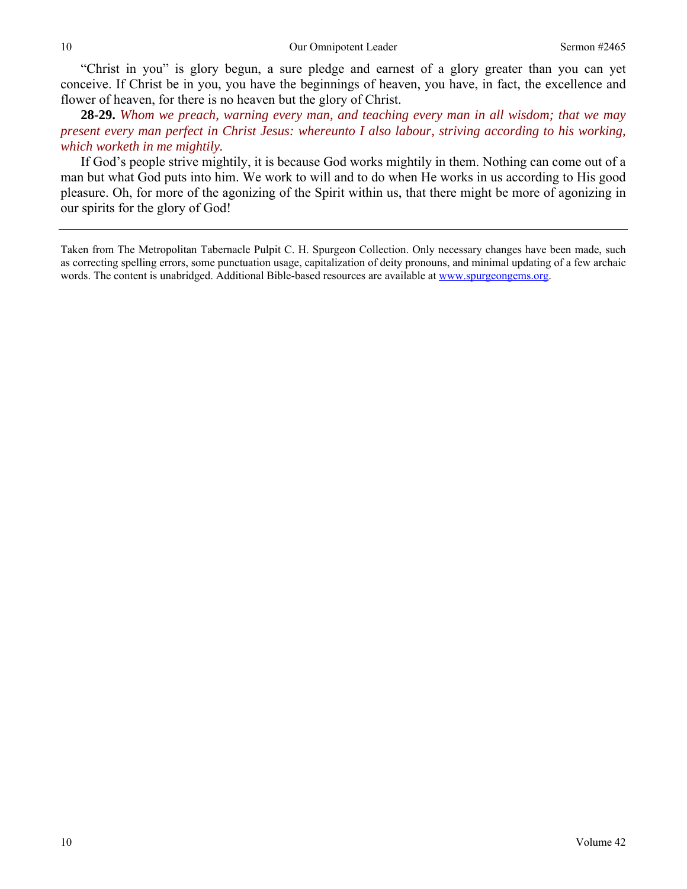"Christ in you" is glory begun, a sure pledge and earnest of a glory greater than you can yet conceive. If Christ be in you, you have the beginnings of heaven, you have, in fact, the excellence and flower of heaven, for there is no heaven but the glory of Christ.

**28-29.** *Whom we preach, warning every man, and teaching every man in all wisdom; that we may present every man perfect in Christ Jesus: whereunto I also labour, striving according to his working, which worketh in me mightily.*

If God's people strive mightily, it is because God works mightily in them. Nothing can come out of a man but what God puts into him. We work to will and to do when He works in us according to His good pleasure. Oh, for more of the agonizing of the Spirit within us, that there might be more of agonizing in our spirits for the glory of God!

---

Taken from The Metropolitan Tabernacle Pulpit C. H. Spurgeon Collection. Only necessary changes have been made, such as correcting spelling errors, some punctuation usage, capitalization of deity pronouns, and minimal updating of a few archaic words. The content is unabridged. Additional Bible-based resources are available at www.spurgeongems.org.